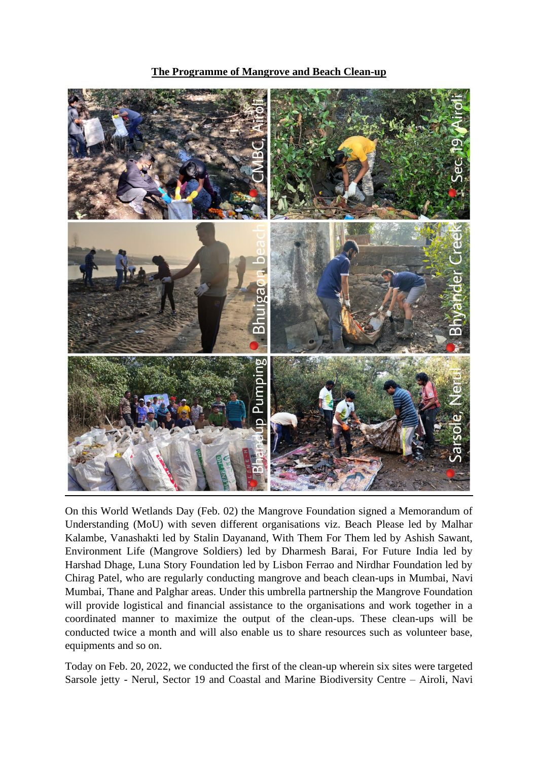**The Programme of Mangrove and Beach Clean-up**

On this World Wetlands Day (Feb. 02) the Mangrove Foundation signed a Memorandum of Understanding (MoU) with seven different organisations viz. Beach Please led by Malhar Kalambe, Vanashakti led by Stalin Dayanand, With Them For Them led by Ashish Sawant, Environment Life (Mangrove Soldiers) led by Dharmesh Barai, For Future India led by Harshad Dhage, Luna Story Foundation led by Lisbon Ferrao and Nirdhar Foundation led by Chirag Patel, who are regularly conducting mangrove and beach clean-ups in Mumbai, Navi Mumbai, Thane and Palghar areas. Under this umbrella partnership the Mangrove Foundation will provide logistical and financial assistance to the organisations and work together in a coordinated manner to maximize the output of the clean-ups. These clean-ups will be conducted twice a month and will also enable us to share resources such as volunteer base, equipments and so on.

Today on Feb. 20, 2022, we conducted the first of the clean-up wherein six sites were targeted Sarsole jetty - Nerul, Sector 19 and Coastal and Marine Biodiversity Centre – Airoli, Navi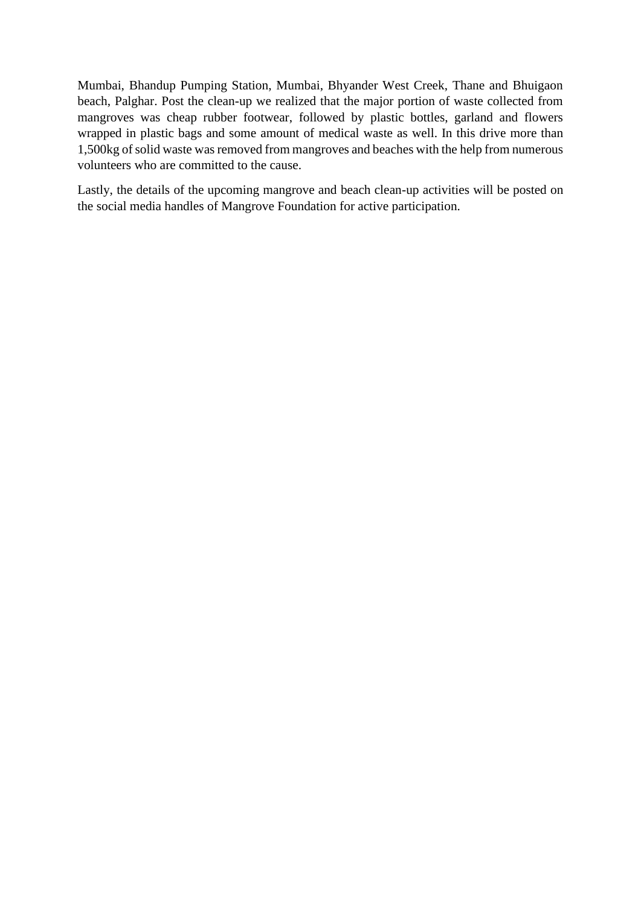Mumbai, Bhandup Pumping Station, Mumbai, Bhyander West Creek, Thane and Bhuigaon beach, Palghar. Post the clean-up we realized that the major portion of waste collected from mangroves was cheap rubber footwear, followed by plastic bottles, garland and flowers wrapped in plastic bags and some amount of medical waste as well. In this drive more than 1,500kg of solid waste was removed from mangroves and beaches with the help from numerous volunteers who are committed to the cause.

Lastly, the details of the upcoming mangrove and beach clean-up activities will be posted on the social media handles of Mangrove Foundation for active participation.